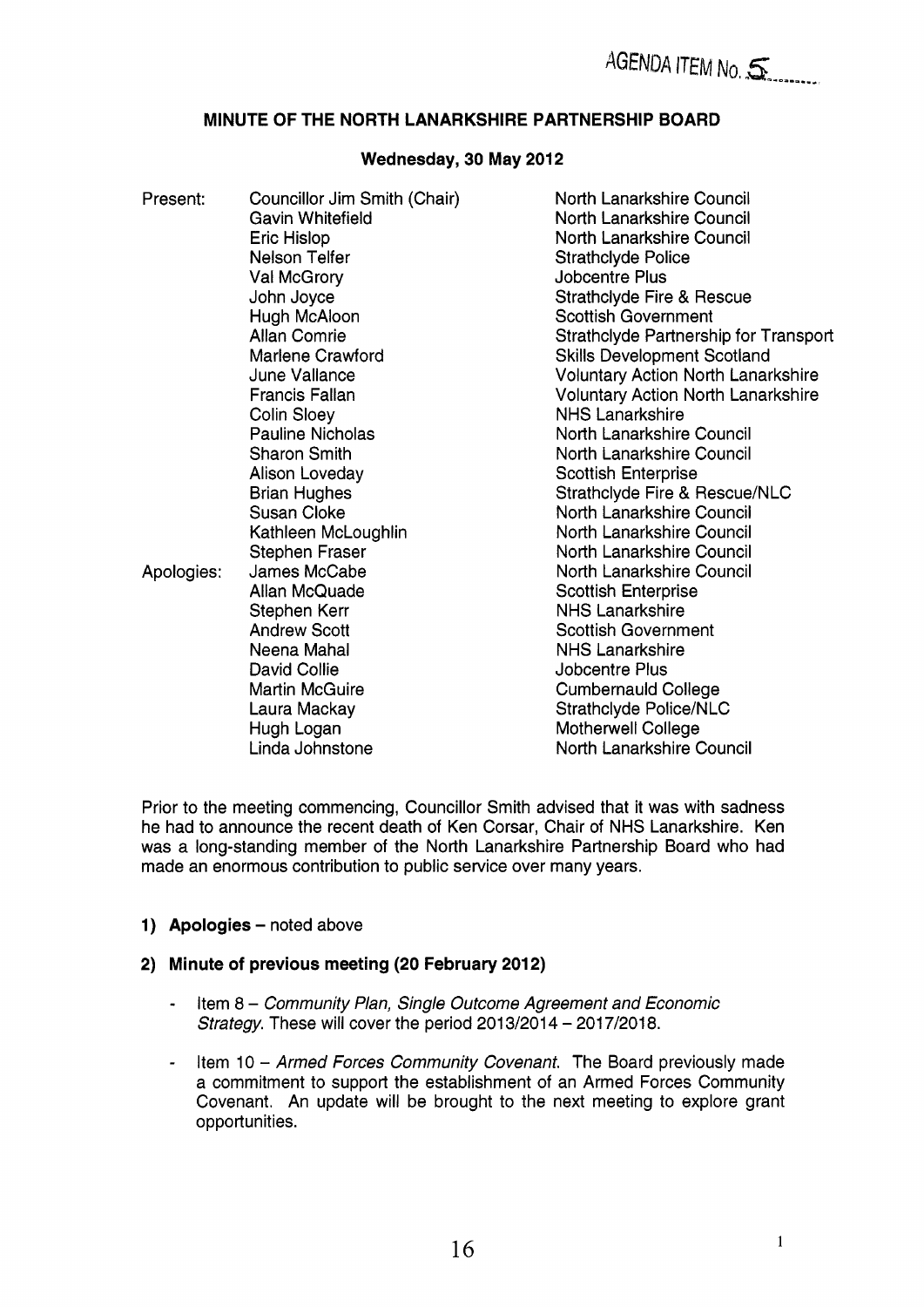AGENDA ITEM No. 5

## MINUTE OF THE NORTH LANARKSHIRE PARTNERSHIP BOARD

### Wednesday, 30 May 2012

| | | |
|---|---|---|
| Present: | Councillor Jim Smith (Chair) | North Lanarkshire Council |
| | Gavin Whitefield | North Lanarkshire Council |
| | Eric Hislop | North Lanarkshire Council |
| | Nelson Telfer | Strathclyde Police |
| | Val McGrory | Jobcentre Plus |
| | John Joyce | Strathclyde Fire & Rescue |
| | Hugh McAloon | Scottish Government |
| | Allan Comrie | Strathclyde Partnership for Transport |
| | Marlene Crawford | Skills Development Scotland |
| | June Vallance | Voluntary Action North Lanarkshire |
| | Francis Fallan | Voluntary Action North Lanarkshire |
| | Colin Sloey | NHS Lanarkshire |
| | Pauline Nicholas | North Lanarkshire Council |
| | Sharon Smith | North Lanarkshire Council |
| | Alison Loveday | Scottish Enterprise |
| | Brian Hughes | Strathclyde Fire & Rescue/NLC |
| | Susan Cloke | North Lanarkshire Council |
| | Kathleen McLoughlin | North Lanarkshire Council |
| | Stephen Fraser | North Lanarkshire Council |
| Apologies: | James McCabe | North Lanarkshire Council |
| | Allan McQuade | Scottish Enterprise |
| | Stephen Kerr | NHS Lanarkshire |
| | Andrew Scott | Scottish Government |
| | Neena Mahal | NHS Lanarkshire |
| | David Collie | Jobcentre Plus |
| | Martin McGuire | Cumbernauld College |
| | Laura Mackay | Strathclyde Police/NLC |
| | Hugh Logan | Motherwell College |
| | Linda Johnstone | North Lanarkshire Council |

Prior to the meeting commencing, Councillor Smith advised that it was with sadness he had to announce the recent death of Ken Corsar, Chair of NHS Lanarkshire. Ken was a long-standing member of the North Lanarkshire Partnership Board who had made an enormous contribution to public service over many years.

1) **Apologies** – noted above

2) **Minute of previous meeting (20 February 2012)**

- Item 8 – *Community Plan, Single Outcome Agreement and Economic Strategy.* These will cover the period 2013/2014 – 2017/2018.

- Item 10 – *Armed Forces Community Covenant.* The Board previously made a commitment to support the establishment of an Armed Forces Community Covenant. An update will be brought to the next meeting to explore grant opportunities.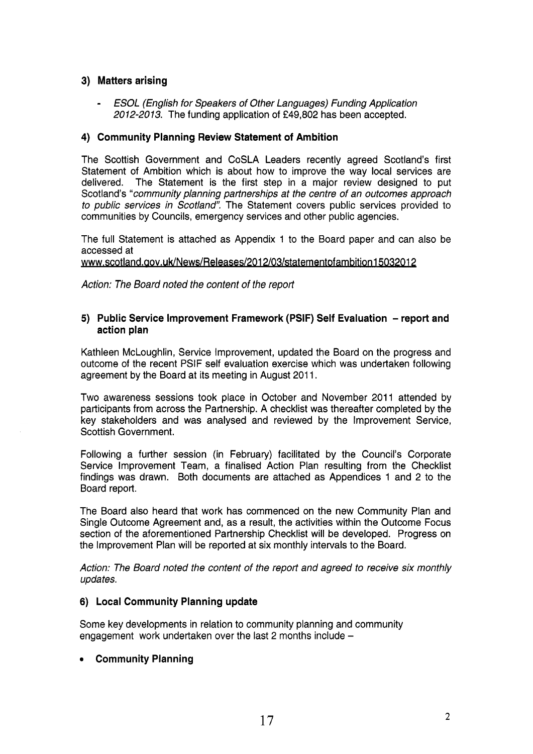### 3) Matters arising

- *ESOL (English for Speakers of Other Languages) Funding Application 2012-2013.* The funding application of £49,802 has been accepted.

### 4) Community Planning Review Statement of Ambition

The Scottish Government and CoSLA Leaders recently agreed Scotland's first Statement of Ambition which is about how to improve the way local services are delivered. The Statement is the first step in a major review designed to put Scotland's *"community planning partnerships at the centre of an outcomes approach to public services in Scotland".* The Statement covers public services provided to communities by Councils, emergency services and other public agencies.

The full Statement is attached as Appendix 1 to the Board paper and can also be accessed at
www.scotland.gov.uk/News/Releases/2012/03/statementofambition15032012

*Action: The Board noted the content of the report*

### 5) Public Service Improvement Framework (PSIF) Self Evaluation – report and action plan

Kathleen McLoughlin, Service Improvement, updated the Board on the progress and outcome of the recent PSIF self evaluation exercise which was undertaken following agreement by the Board at its meeting in August 2011.

Two awareness sessions took place in October and November 2011 attended by participants from across the Partnership. A checklist was thereafter completed by the key stakeholders and was analysed and reviewed by the Improvement Service, Scottish Government.

Following a further session (in February) facilitated by the Council's Corporate Service Improvement Team, a finalised Action Plan resulting from the Checklist findings was drawn. Both documents are attached as Appendices 1 and 2 to the Board report.

The Board also heard that work has commenced on the new Community Plan and Single Outcome Agreement and, as a result, the activities within the Outcome Focus section of the aforementioned Partnership Checklist will be developed. Progress on the Improvement Plan will be reported at six monthly intervals to the Board.

*Action: The Board noted the content of the report and agreed to receive six monthly updates.*

### 6) Local Community Planning update

Some key developments in relation to community planning and community engagement work undertaken over the last 2 months include –

- **Community Planning**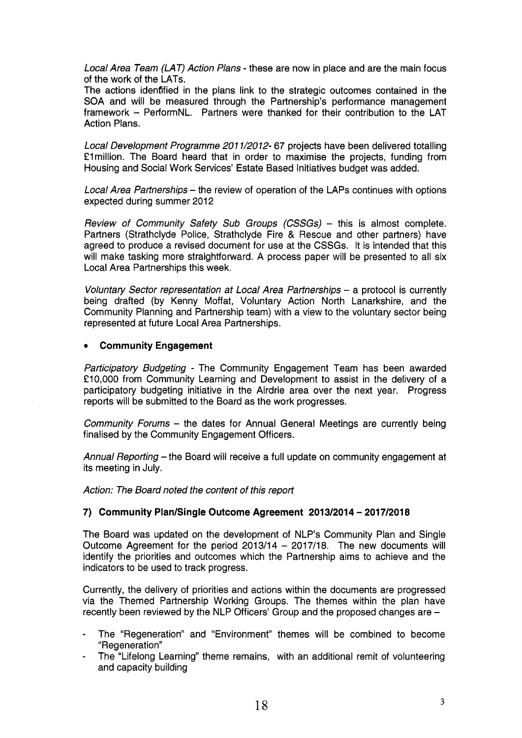*Local Area Team (LAT) Action Plans* - these are now in place and are the main focus of the work of the LATs.

The actions identified in the plans link to the strategic outcomes contained in the SOA and will be measured through the Partnership's performance management framework – PerformNL. Partners were thanked for their contribution to the LAT Action Plans.

*Local Development Programme 2011/2012-* 67 projects have been delivered totalling £1million. The Board heard that in order to maximise the projects, funding from Housing and Social Work Services' Estate Based Initiatives budget was added.

*Local Area Partnerships* – the review of operation of the LAPs continues with options expected during summer 2012

*Review of Community Safety Sub Groups (CSSGs)* – this is almost complete. Partners (Strathclyde Police, Strathclyde Fire & Rescue and other partners) have agreed to produce a revised document for use at the CSSGs. It is intended that this will make tasking more straightforward. A process paper will be presented to all six Local Area Partnerships this week.

*Voluntary Sector representation at Local Area Partnerships* – a protocol is currently being drafted (by Kenny Moffat, Voluntary Action North Lanarkshire, and the Community Planning and Partnership team) with a view to the voluntary sector being represented at future Local Area Partnerships.

- **Community Engagement**

*Participatory Budgeting* - The Community Engagement Team has been awarded £10,000 from Community Learning and Development to assist in the delivery of a participatory budgeting initiative in the Airdrie area over the next year. Progress reports will be submitted to the Board as the work progresses.

*Community Forums* – the dates for Annual General Meetings are currently being finalised by the Community Engagement Officers.

*Annual Reporting* – the Board will receive a full update on community engagement at its meeting in July.

*Action: The Board noted the content of this report*

**7) Community Plan/Single Outcome Agreement 2013/2014 – 2017/2018**

The Board was updated on the development of NLP's Community Plan and Single Outcome Agreement for the period 2013/14 – 2017/18. The new documents will identify the priorities and outcomes which the Partnership aims to achieve and the indicators to be used to track progress.

Currently, the delivery of priorities and actions within the documents are progressed via the Themed Partnership Working Groups. The themes within the plan have recently been reviewed by the NLP Officers' Group and the proposed changes are –

- The "Regeneration" and "Environment" themes will be combined to become "Regeneration"
- The "Lifelong Learning" theme remains, with an additional remit of volunteering and capacity building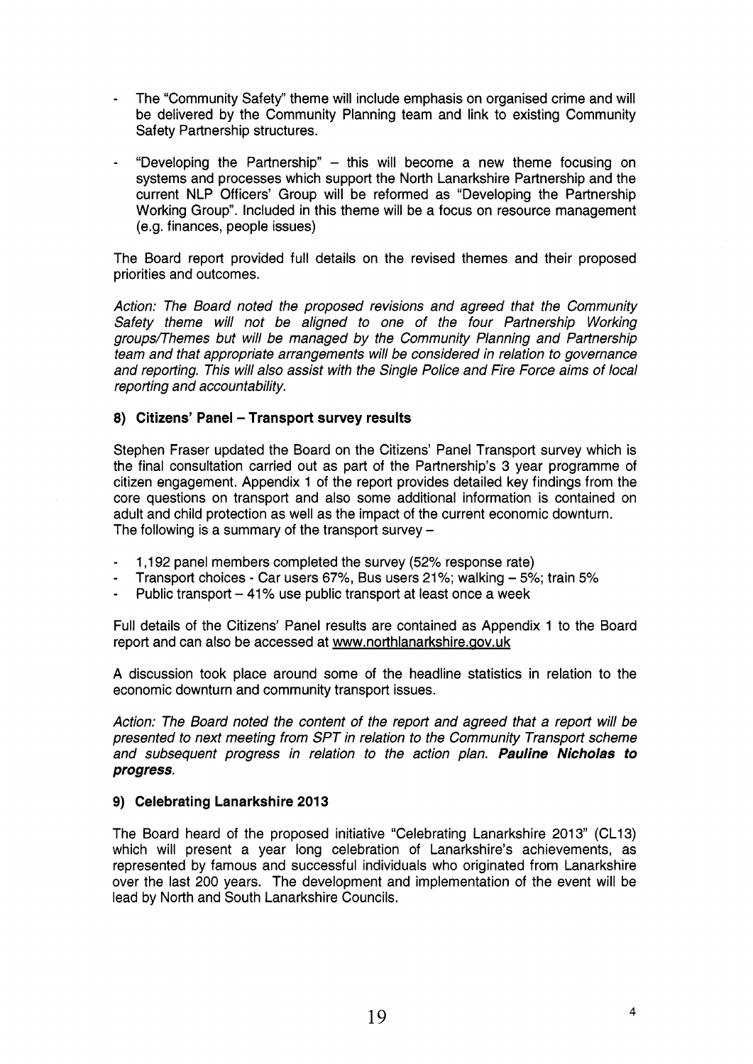- The "Community Safety" theme will include emphasis on organised crime and will be delivered by the Community Planning team and link to existing Community Safety Partnership structures.
- "Developing the Partnership" – this will become a new theme focusing on systems and processes which support the North Lanarkshire Partnership and the current NLP Officers' Group will be reformed as "Developing the Partnership Working Group". Included in this theme will be a focus on resource management (e.g. finances, people issues)

The Board report provided full details on the revised themes and their proposed priorities and outcomes.

*Action: The Board noted the proposed revisions and agreed that the Community Safety theme will not be aligned to one of the four Partnership Working groups/Themes but will be managed by the Community Planning and Partnership team and that appropriate arrangements will be considered in relation to governance and reporting. This will also assist with the Single Police and Fire Force aims of local reporting and accountability.*

### 8) Citizens' Panel – Transport survey results

Stephen Fraser updated the Board on the Citizens' Panel Transport survey which is the final consultation carried out as part of the Partnership's 3 year programme of citizen engagement. Appendix 1 of the report provides detailed key findings from the core questions on transport and also some additional information is contained on adult and child protection as well as the impact of the current economic downturn. The following is a summary of the transport survey –

- 1,192 panel members completed the survey (52% response rate)
- Transport choices - Car users 67%, Bus users 21%; walking – 5%; train 5%
- Public transport – 41% use public transport at least once a week

Full details of the Citizens' Panel results are contained as Appendix 1 to the Board report and can also be accessed at www.northlanarkshire.gov.uk

A discussion took place around some of the headline statistics in relation to the economic downturn and community transport issues.

*Action: The Board noted the content of the report and agreed that a report will be presented to next meeting from SPT in relation to the Community Transport scheme and subsequent progress in relation to the action plan.* ***Pauline Nicholas to progress.***

### 9) Celebrating Lanarkshire 2013

The Board heard of the proposed initiative "Celebrating Lanarkshire 2013" (CL13) which will present a year long celebration of Lanarkshire's achievements, as represented by famous and successful individuals who originated from Lanarkshire over the last 200 years. The development and implementation of the event will be lead by North and South Lanarkshire Councils.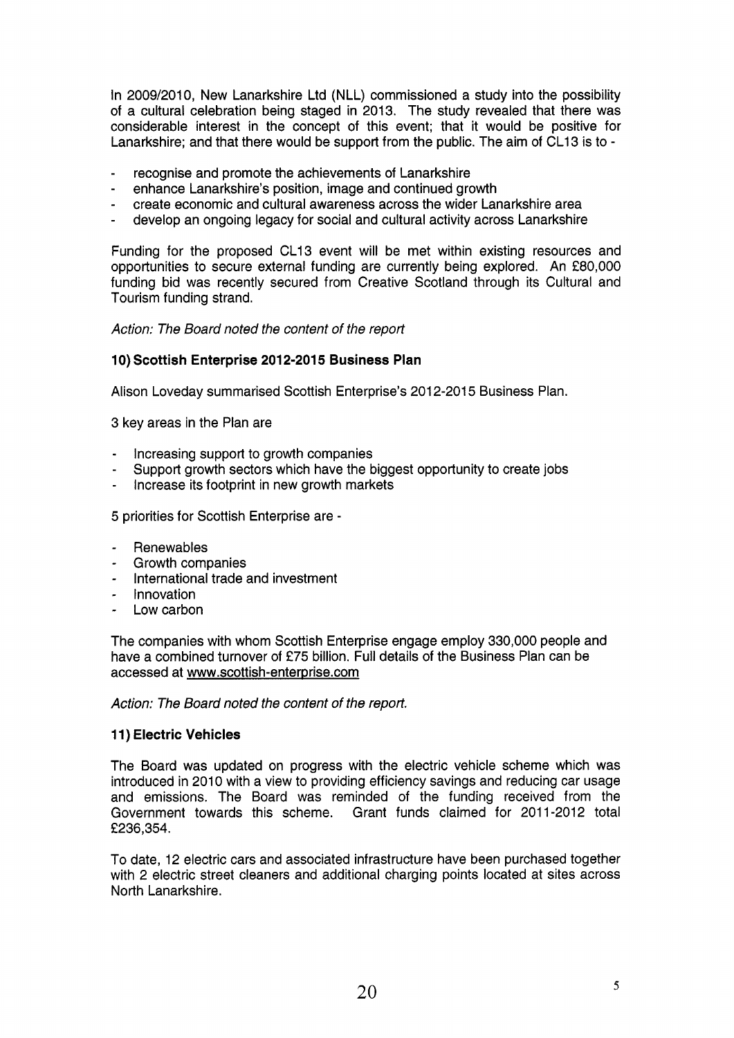In 2009/2010, New Lanarkshire Ltd (NLL) commissioned a study into the possibility of a cultural celebration being staged in 2013. The study revealed that there was considerable interest in the concept of this event; that it would be positive for Lanarkshire; and that there would be support from the public. The aim of CL13 is to -

- recognise and promote the achievements of Lanarkshire
- enhance Lanarkshire's position, image and continued growth
- create economic and cultural awareness across the wider Lanarkshire area
- develop an ongoing legacy for social and cultural activity across Lanarkshire

Funding for the proposed CL13 event will be met within existing resources and opportunities to secure external funding are currently being explored. An £80,000 funding bid was recently secured from Creative Scotland through its Cultural and Tourism funding strand.

*Action: The Board noted the content of the report*

**10) Scottish Enterprise 2012-2015 Business Plan**

Alison Loveday summarised Scottish Enterprise's 2012-2015 Business Plan.

3 key areas in the Plan are

- Increasing support to growth companies
- Support growth sectors which have the biggest opportunity to create jobs
- Increase its footprint in new growth markets

5 priorities for Scottish Enterprise are -

- Renewables
- Growth companies
- International trade and investment
- Innovation
- Low carbon

The companies with whom Scottish Enterprise engage employ 330,000 people and have a combined turnover of £75 billion. Full details of the Business Plan can be accessed at www.scottish-enterprise.com

*Action: The Board noted the content of the report.*

**11) Electric Vehicles**

The Board was updated on progress with the electric vehicle scheme which was introduced in 2010 with a view to providing efficiency savings and reducing car usage and emissions. The Board was reminded of the funding received from the Government towards this scheme. Grant funds claimed for 2011-2012 total £236,354.

To date, 12 electric cars and associated infrastructure have been purchased together with 2 electric street cleaners and additional charging points located at sites across North Lanarkshire.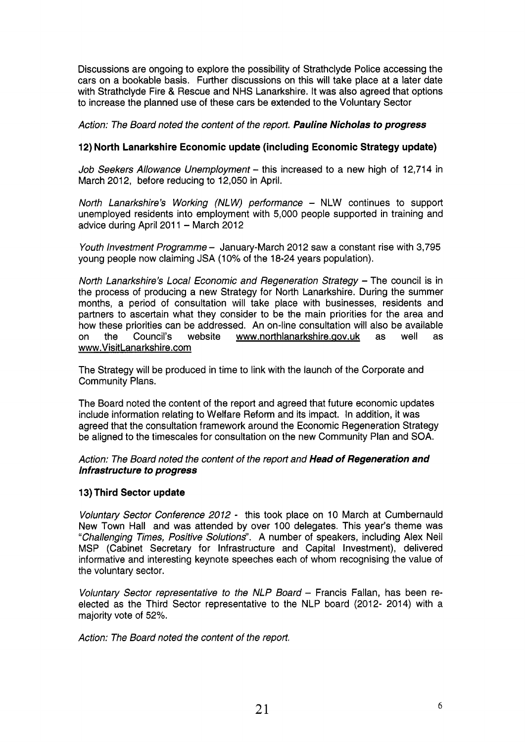Discussions are ongoing to explore the possibility of Strathclyde Police accessing the cars on a bookable basis. Further discussions on this will take place at a later date with Strathclyde Fire & Rescue and NHS Lanarkshire. It was also agreed that options to increase the planned use of these cars be extended to the Voluntary Sector

*Action: The Board noted the content of the report.* ***Pauline Nicholas to progress***

### 12) North Lanarkshire Economic update (including Economic Strategy update)

*Job Seekers Allowance Unemployment* – this increased to a new high of 12,714 in March 2012, before reducing to 12,050 in April.

*North Lanarkshire's Working (NLW) performance* – NLW continues to support unemployed residents into employment with 5,000 people supported in training and advice during April 2011 – March 2012

*Youth Investment Programme* – January-March 2012 saw a constant rise with 3,795 young people now claiming JSA (10% of the 18-24 years population).

*North Lanarkshire's Local Economic and Regeneration Strategy* – The council is in the process of producing a new Strategy for North Lanarkshire. During the summer months, a period of consultation will take place with businesses, residents and partners to ascertain what they consider to be the main priorities for the area and how these priorities can be addressed. An on-line consultation will also be available on the Council's website www.northlanarkshire.gov.uk as well as www.VisitLanarkshire.com

The Strategy will be produced in time to link with the launch of the Corporate and Community Plans.

The Board noted the content of the report and agreed that future economic updates include information relating to Welfare Reform and its impact. In addition, it was agreed that the consultation framework around the Economic Regeneration Strategy be aligned to the timescales for consultation on the new Community Plan and SOA.

*Action: The Board noted the content of the report and* ***Head of Regeneration and Infrastructure to progress***

### 13) Third Sector update

*Voluntary Sector Conference 2012* - this took place on 10 March at Cumbernauld New Town Hall and was attended by over 100 delegates. This year's theme was "*Challenging Times, Positive Solutions*". A number of speakers, including Alex Neil MSP (Cabinet Secretary for Infrastructure and Capital Investment), delivered informative and interesting keynote speeches each of whom recognising the value of the voluntary sector.

*Voluntary Sector representative to the NLP Board* – Francis Fallan, has been re-elected as the Third Sector representative to the NLP board (2012- 2014) with a majority vote of 52%.

*Action: The Board noted the content of the report.*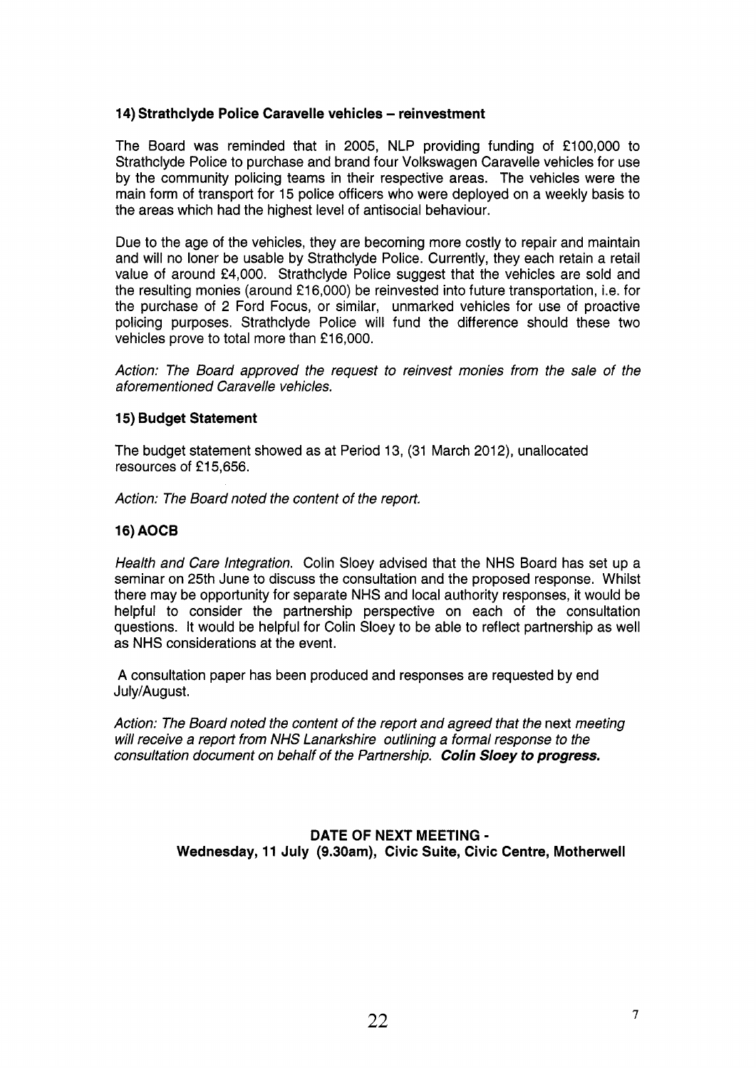### 14) Strathclyde Police Caravelle vehicles – reinvestment

The Board was reminded that in 2005, NLP providing funding of £100,000 to Strathclyde Police to purchase and brand four Volkswagen Caravelle vehicles for use by the community policing teams in their respective areas. The vehicles were the main form of transport for 15 police officers who were deployed on a weekly basis to the areas which had the highest level of antisocial behaviour.

Due to the age of the vehicles, they are becoming more costly to repair and maintain and will no loner be usable by Strathclyde Police. Currently, they each retain a retail value of around £4,000. Strathclyde Police suggest that the vehicles are sold and the resulting monies (around £16,000) be reinvested into future transportation, i.e. for the purchase of 2 Ford Focus, or similar, unmarked vehicles for use of proactive policing purposes. Strathclyde Police will fund the difference should these two vehicles prove to total more than £16,000.

*Action: The Board approved the request to reinvest monies from the sale of the aforementioned Caravelle vehicles.*

### 15) Budget Statement

The budget statement showed as at Period 13, (31 March 2012), unallocated resources of £15,656.

*Action: The Board noted the content of the report.*

### 16) AOCB

*Health and Care Integration.* Colin Sloey advised that the NHS Board has set up a seminar on 25th June to discuss the consultation and the proposed response. Whilst there may be opportunity for separate NHS and local authority responses, it would be helpful to consider the partnership perspective on each of the consultation questions. It would be helpful for Colin Sloey to be able to reflect partnership as well as NHS considerations at the event.

A consultation paper has been produced and responses are requested by end July/August.

*Action: The Board noted the content of the report and agreed that the next meeting will receive a report from NHS Lanarkshire outlining a formal response to the consultation document on behalf of the Partnership.* ***Colin Sloey to progress.***

**DATE OF NEXT MEETING -**
**Wednesday, 11 July (9.30am), Civic Suite, Civic Centre, Motherwell**